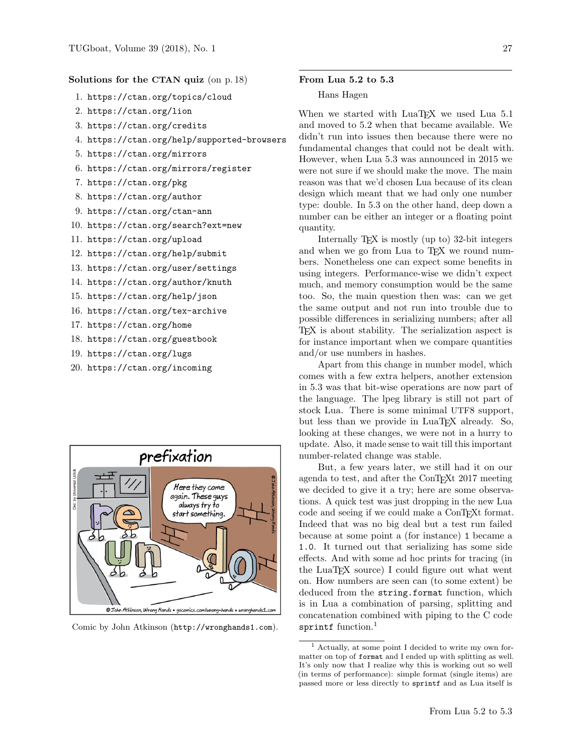### Solutions for the CTAN quiz (on p. 18)

1. https://ctan.org/topics/cloud
2. https://ctan.org/lion
3. https://ctan.org/credits
4. https://ctan.org/help/supported-browsers
5. https://ctan.org/mirrors
6. https://ctan.org/mirrors/register
7. https://ctan.org/pkg
8. https://ctan.org/author
9. https://ctan.org/ctan-ann
10. https://ctan.org/search?ext=new
11. https://ctan.org/upload
12. https://ctan.org/help/submit
13. https://ctan.org/user/settings
14. https://ctan.org/author/knuth
15. https://ctan.org/help/json
16. https://ctan.org/tex-archive
17. https://ctan.org/home
18. https://ctan.org/guestbook
19. https://ctan.org/lugs
20. https://ctan.org/incoming

Comic by John Atkinson (http://wronghands1.com).

## From Lua 5.2 to 5.3

Hans Hagen

When we started with LuaTEX we used Lua 5.1 and moved to 5.2 when that became available. We didn't run into issues then because there were no fundamental changes that could not be dealt with. However, when Lua 5.3 was announced in 2015 we were not sure if we should make the move. The main reason was that we'd chosen Lua because of its clean design which meant that we had only one number type: double. In 5.3 on the other hand, deep down a number can be either an integer or a floating point quantity.

Internally TEX is mostly (up to) 32-bit integers and when we go from Lua to TEX we round numbers. Nonetheless one can expect some benefits in using integers. Performance-wise we didn't expect much, and memory consumption would be the same too. So, the main question then was: can we get the same output and not run into trouble due to possible differences in serializing numbers; after all TEX is about stability. The serialization aspect is for instance important when we compare quantities and/or use numbers in hashes.

Apart from this change in number model, which comes with a few extra helpers, another extension in 5.3 was that bit-wise operations are now part of the language. The lpeg library is still not part of stock Lua. There is some minimal UTF8 support, but less than we provide in LuaTEX already. So, looking at these changes, we were not in a hurry to update. Also, it made sense to wait till this important number-related change was stable.

But, a few years later, we still had it on our agenda to test, and after the ConTEXt 2017 meeting we decided to give it a try; here are some observations. A quick test was just dropping in the new Lua code and seeing if we could make a ConTEXt format. Indeed that was no big deal but a test run failed because at some point a (for instance) `1` became a `1.0`. It turned out that serializing has some side effects. And with some ad hoc prints for tracing (in the LuaTEX source) I could figure out what went on. How numbers are seen can (to some extent) be deduced from the `string.format` function, which is in Lua a combination of parsing, splitting and concatenation combined with piping to the C code `sprintf` function.[1]

[1] Actually, at some point I decided to write my own formatter on top of `format` and I ended up with splitting as well. It's only now that I realize why this is working out so well (in terms of performance): simple format (single items) are passed more or less directly to `sprintf` and as Lua itself is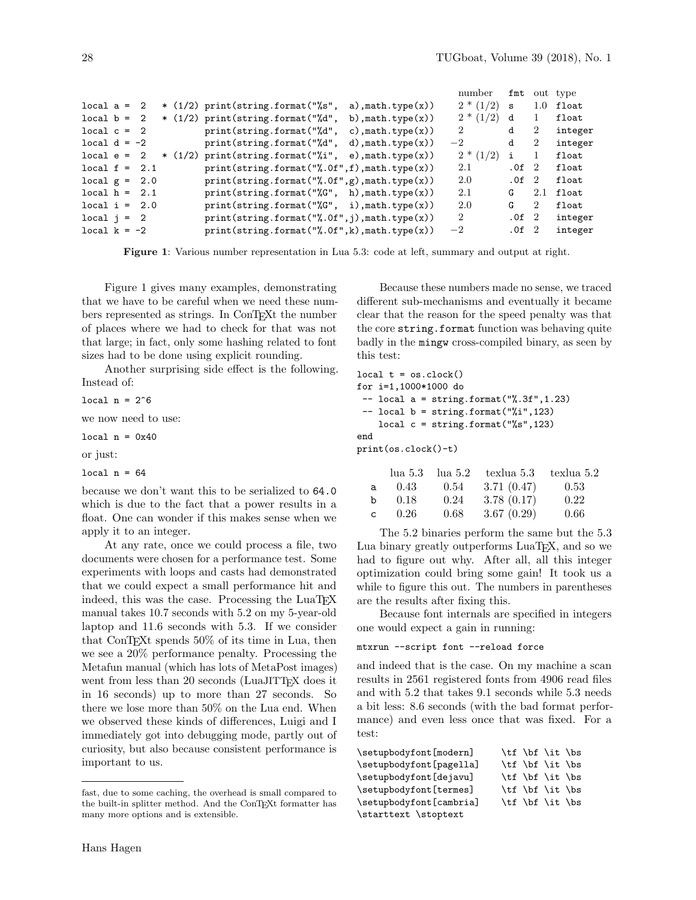| | number | fmt | out | type |
|---|---|---|---|---|
| `local a =  2  * (1/2) print(string.format("%s",  a),math.type(x))` | 2 * (1/2) | `s` | 1.0 | `float` |
| `local b =  2  * (1/2) print(string.format("%d",  b),math.type(x))` | 2 * (1/2) | `d` | 1 | `float` |
| `local c =  2          print(string.format("%d",  c),math.type(x))` | 2 | `d` | 2 | `integer` |
| `local d = -2          print(string.format("%d",  d),math.type(x))` | −2 | `d` | 2 | `integer` |
| `local e =  2  * (1/2) print(string.format("%i",  e),math.type(x))` | 2 * (1/2) | `i` | 1 | `float` |
| `local f =  2.1        print(string.format("%.0f",f),math.type(x))` | 2.1 | `.0f` | 2 | `float` |
| `local g =  2.0        print(string.format("%.0f",g),math.type(x))` | 2.0 | `.0f` | 2 | `float` |
| `local h =  2.1        print(string.format("%G",  h),math.type(x))` | 2.1 | `G` | 2.1 | `float` |
| `local i =  2.0        print(string.format("%G",  i),math.type(x))` | 2.0 | `G` | 2 | `float` |
| `local j =  2          print(string.format("%.0f",j),math.type(x))` | 2 | `.0f` | 2 | `integer` |
| `local k = -2          print(string.format("%.0f",k),math.type(x))` | −2 | `.0f` | 2 | `integer` |

**Figure 1**: Various number representation in Lua 5.3: code at left, summary and output at right.

Figure 1 gives many examples, demonstrating that we have to be careful when we need these numbers represented as strings. In ConTEXt the number of places where we had to check for that was not that large; in fact, only some hashing related to font sizes had to be done using explicit rounding.

Another surprising side effect is the following. Instead of:

```
local n = 2^6
```

we now need to use:

```
local n = 0x40
```

or just:

```
local n = 64
```

because we don't want this to be serialized to `64.0` which is due to the fact that a power results in a float. One can wonder if this makes sense when we apply it to an integer.

At any rate, once we could process a file, two documents were chosen for a performance test. Some experiments with loops and casts had demonstrated that we could expect a small performance hit and indeed, this was the case. Processing the LuaTEX manual takes 10.7 seconds with 5.2 on my 5-year-old laptop and 11.6 seconds with 5.3. If we consider that ConTEXt spends 50% of its time in Lua, then we see a 20% performance penalty. Processing the Metafun manual (which has lots of MetaPost images) went from less than 20 seconds (LuaJITTEX does it in 16 seconds) up to more than 27 seconds. So there we lose more than 50% on the Lua end. When we observed these kinds of differences, Luigi and I immediately got into debugging mode, partly out of curiosity, but also because consistent performance is important to us.

fast, due to some caching, the overhead is small compared to the built-in splitter method. And the ConTEXt formatter has many more options and is extensible.

Because these numbers made no sense, we traced different sub-mechanisms and eventually it became clear that the reason for the speed penalty was that the core `string.format` function was behaving quite badly in the `mingw` cross-compiled binary, as seen by this test:

```
local t = os.clock()
for i=1,1000*1000 do
 -- local a = string.format("%.3f",1.23)
 -- local b = string.format("%i",123)
    local c = string.format("%s",123)
end
print(os.clock()-t)
```

| | lua 5.3 | lua 5.2 | texlua 5.3 | texlua 5.2 |
|---|---|---|---|---|
| `a` | 0.43 | 0.54 | 3.71 (0.47) | 0.53 |
| `b` | 0.18 | 0.24 | 3.78 (0.17) | 0.22 |
| `c` | 0.26 | 0.68 | 3.67 (0.29) | 0.66 |

The 5.2 binaries perform the same but the 5.3 Lua binary greatly outperforms LuaTEX, and so we had to figure out why. After all, all this integer optimization could bring some gain! It took us a while to figure this out. The numbers in parentheses are the results after fixing this.

Because font internals are specified in integers one would expect a gain in running:

```
mtxrun --script font --reload force
```

and indeed that is the case. On my machine a scan results in 2561 registered fonts from 4906 read files and with 5.2 that takes 9.1 seconds while 5.3 needs a bit less: 8.6 seconds (with the bad format performance) and even less once that was fixed. For a test:

```
\setupbodyfont[modern]     \tf \bf \it \bs
\setupbodyfont[pagella]    \tf \bf \it \bs
\setupbodyfont[dejavu]     \tf \bf \it \bs
\setupbodyfont[termes]     \tf \bf \it \bs
\setupbodyfont[cambria]    \tf \bf \it \bs
\starttext \stoptext
```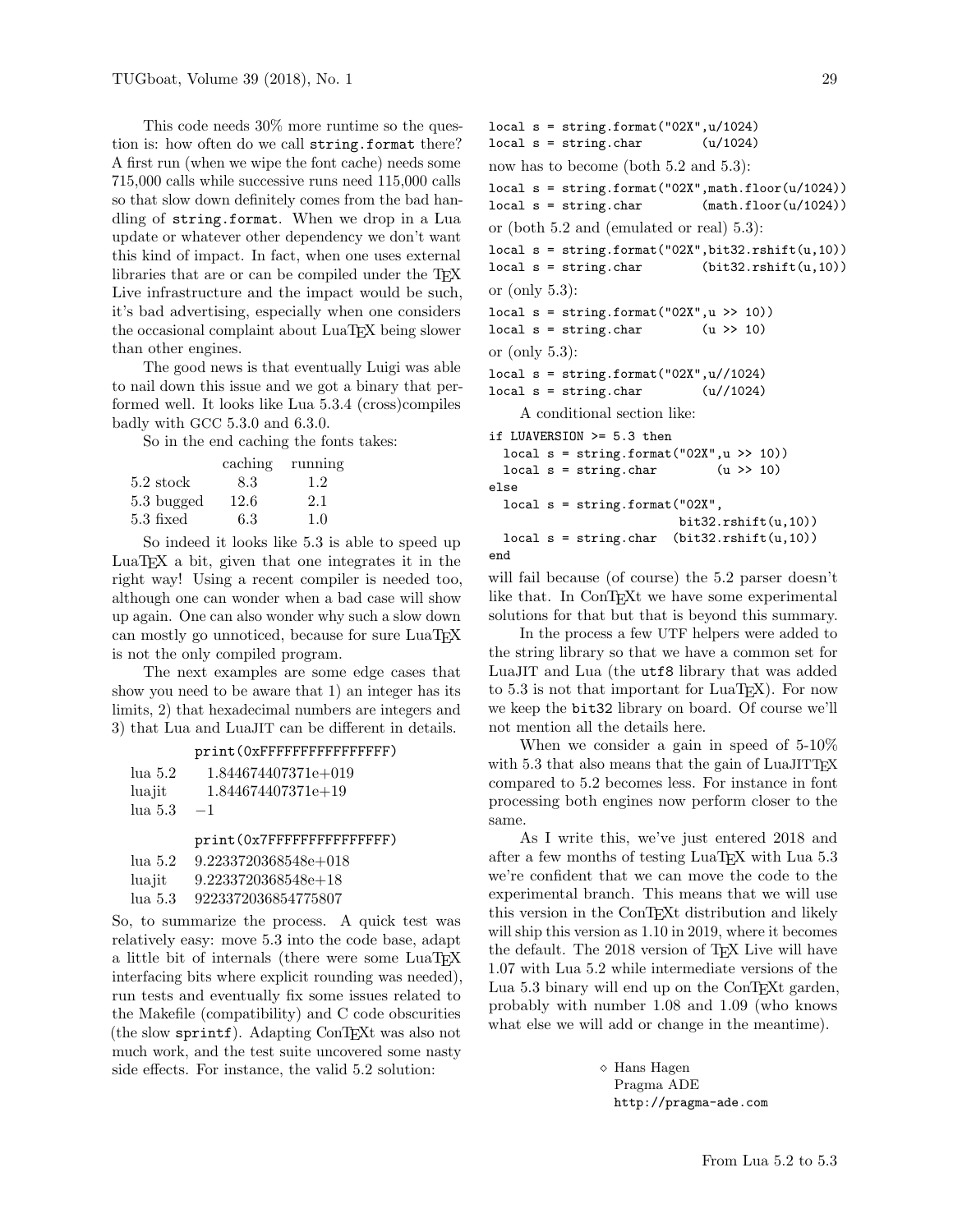This code needs 30% more runtime so the question is: how often do we call `string.format` there? A first run (when we wipe the font cache) needs some 715,000 calls while successive runs need 115,000 calls so that slow down definitely comes from the bad handling of `string.format`. When we drop in a Lua update or whatever other dependency we don't want this kind of impact. In fact, when one uses external libraries that are or can be compiled under the TEX Live infrastructure and the impact would be such, it's bad advertising, especially when one considers the occasional complaint about LuaTEX being slower than other engines.

The good news is that eventually Luigi was able to nail down this issue and we got a binary that performed well. It looks like Lua 5.3.4 (cross)compiles badly with GCC 5.3.0 and 6.3.0.

So in the end caching the fonts takes:

| | caching | running |
|---|---|---|
| 5.2 stock | 8.3 | 1.2 |
| 5.3 bugged | 12.6 | 2.1 |
| 5.3 fixed | 6.3 | 1.0 |

So indeed it looks like 5.3 is able to speed up LuaTEX a bit, given that one integrates it in the right way! Using a recent compiler is needed too, although one can wonder when a bad case will show up again. One can also wonder why such a slow down can mostly go unnoticed, because for sure LuaTEX is not the only compiled program.

The next examples are some edge cases that show you need to be aware that 1) an integer has its limits, 2) that hexadecimal numbers are integers and 3) that Lua and LuaJIT can be different in details.

| | `print(0xFFFFFFFFFFFFFFFF)` |
|---|---|
| lua 5.2 | 1.844674407371e+019 |
| luajit | 1.844674407371e+19 |
| lua 5.3 | −1 |

| | `print(0x7FFFFFFFFFFFFFFF)` |
|---|---|
| lua 5.2 | 9.2233720368548e+018 |
| luajit | 9.2233720368548e+18 |
| lua 5.3 | 9223372036854775807 |

So, to summarize the process. A quick test was relatively easy: move 5.3 into the code base, adapt a little bit of internals (there were some LuaTEX interfacing bits where explicit rounding was needed), run tests and eventually fix some issues related to the Makefile (compatibility) and C code obscurities (the slow `sprintf`). Adapting ConTEXt was also not much work, and the test suite uncovered some nasty side effects. For instance, the valid 5.2 solution:

```
local s = string.format("02X",u/1024)
local s = string.char        (u/1024)
```

now has to become (both 5.2 and 5.3):

```
local s = string.format("02X",math.floor(u/1024))
local s = string.char        (math.floor(u/1024))
```

or (both 5.2 and (emulated or real) 5.3):

```
local s = string.format("02X",bit32.rshift(u,10))
local s = string.char        (bit32.rshift(u,10))
```

or (only 5.3):

```
local s = string.format("02X",u >> 10))
local s = string.char        (u >> 10)
```

or (only 5.3):

```
local s = string.format("02X",u//1024)
local s = string.char        (u//1024)
```

A conditional section like:

```
if LUAVERSION >= 5.3 then
  local s = string.format("02X",u >> 10))
  local s = string.char        (u >> 10)
else
  local s = string.format("02X",
                          bit32.rshift(u,10))
  local s = string.char  (bit32.rshift(u,10))
end
```

will fail because (of course) the 5.2 parser doesn't like that. In ConTEXt we have some experimental solutions for that but that is beyond this summary.

In the process a few UTF helpers were added to the string library so that we have a common set for LuaJIT and Lua (the `utf8` library that was added to 5.3 is not that important for LuaTEX). For now we keep the `bit32` library on board. Of course we'll not mention all the details here.

When we consider a gain in speed of 5-10% with 5.3 that also means that the gain of LuaJITTEX compared to 5.2 becomes less. For instance in font processing both engines now perform closer to the same.

As I write this, we've just entered 2018 and after a few months of testing LuaTEX with Lua 5.3 we're confident that we can move the code to the experimental branch. This means that we will use this version in the ConTEXt distribution and likely will ship this version as 1.10 in 2019, where it becomes the default. The 2018 version of TEX Live will have 1.07 with Lua 5.2 while intermediate versions of the Lua 5.3 binary will end up on the ConTEXt garden, probably with number 1.08 and 1.09 (who knows what else we will add or change in the meantime).

◇ Hans Hagen
Pragma ADE
http://pragma-ade.com